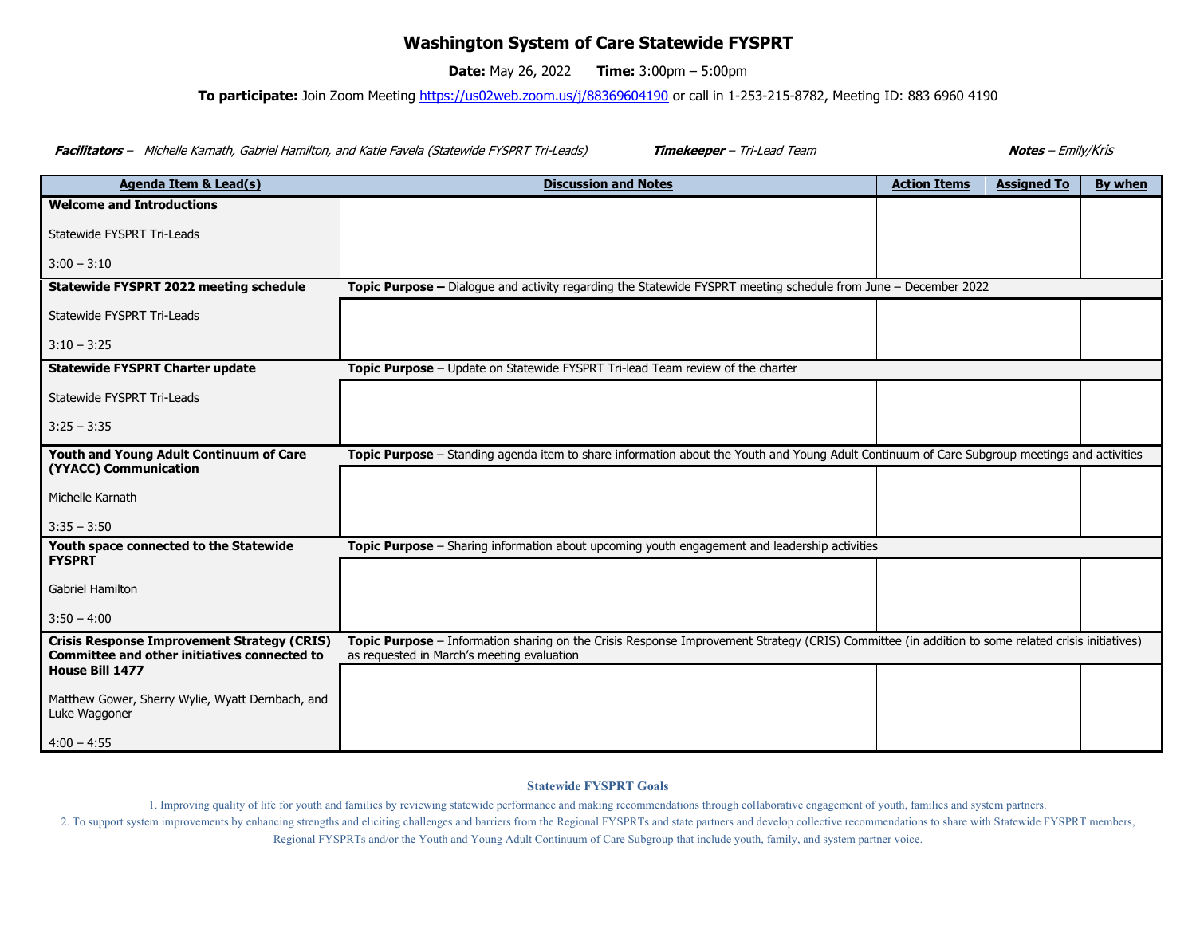# Washington System of Care Statewide FYSPRT

**Date:** May 26, 2022 **Time:** 3:00pm – 5:00pm

**To participate:** Join Zoom Meeting https://us02web.zoom.us/j/88369604190 or call in 1-253-215-8782, Meeting ID: 883 6960 4190

***Facilitators*** – *Michelle Karnath, Gabriel Hamilton, and Katie Favela (Statewide FYSPRT Tri-Leads)* ***Timekeeper*** – *Tri-Lead Team* ***Notes*** – *Emily/Kris*

| Agenda Item & Lead(s) | Discussion and Notes | Action Items | Assigned To | By when |
|---|---|---|---|---|
| **Welcome and Introductions**<br><br>Statewide FYSPRT Tri-Leads<br><br>3:00 – 3:10 | | | | |
| **Statewide FYSPRT 2022 meeting schedule**<br><br>Statewide FYSPRT Tri-Leads<br><br>3:10 – 3:25 | **Topic Purpose –** Dialogue and activity regarding the Statewide FYSPRT meeting schedule from June – December 2022 | | | |
| **Statewide FYSPRT Charter update**<br><br>Statewide FYSPRT Tri-Leads<br><br>3:25 – 3:35 | **Topic Purpose** – Update on Statewide FYSPRT Tri-lead Team review of the charter | | | |
| **Youth and Young Adult Continuum of Care (YYACC) Communication**<br><br>Michelle Karnath<br><br>3:35 – 3:50 | **Topic Purpose** – Standing agenda item to share information about the Youth and Young Adult Continuum of Care Subgroup meetings and activities | | | |
| **Youth space connected to the Statewide FYSPRT**<br><br>Gabriel Hamilton<br><br>3:50 – 4:00 | **Topic Purpose** – Sharing information about upcoming youth engagement and leadership activities | | | |
| **Crisis Response Improvement Strategy (CRIS) Committee and other initiatives connected to House Bill 1477**<br><br>Matthew Gower, Sherry Wylie, Wyatt Dernbach, and Luke Waggoner<br><br>4:00 – 4:55 | **Topic Purpose** – Information sharing on the Crisis Response Improvement Strategy (CRIS) Committee (in addition to some related crisis initiatives) as requested in March's meeting evaluation | | | |

**Statewide FYSPRT Goals**

1. Improving quality of life for youth and families by reviewing statewide performance and making recommendations through collaborative engagement of youth, families and system partners.
2. To support system improvements by enhancing strengths and eliciting challenges and barriers from the Regional FYSPRTs and state partners and develop collective recommendations to share with Statewide FYSPRT members, Regional FYSPRTs and/or the Youth and Young Adult Continuum of Care Subgroup that include youth, family, and system partner voice.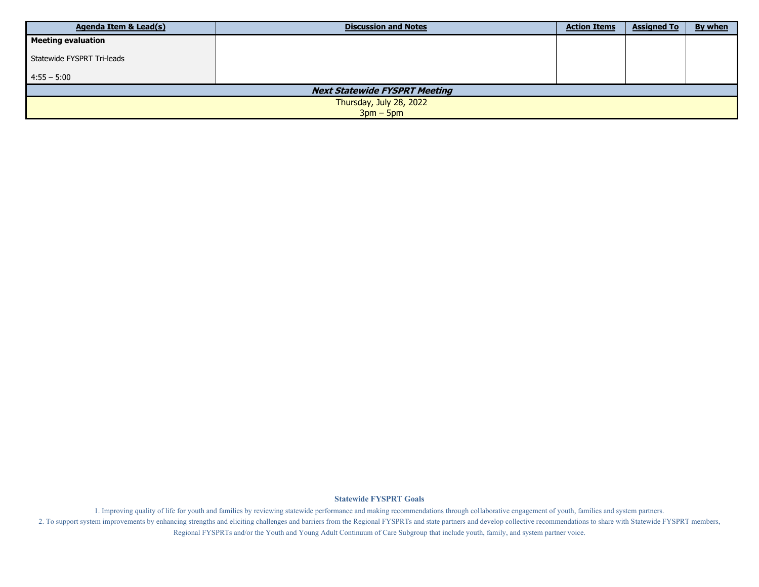| Agenda Item & Lead(s) | Discussion and Notes | Action Items | Assigned To | By when |
|---|---|---|---|---|
| **Meeting evaluation**<br><br>Statewide FYSPRT Tri-leads<br><br>4:55 – 5:00 | | | | |
| ***Next Statewide FYSPRT Meeting*** | | | | |
| Thursday, July 28, 2022<br>3pm – 5pm | | | | |

**Statewide FYSPRT Goals**

1. Improving quality of life for youth and families by reviewing statewide performance and making recommendations through collaborative engagement of youth, families and system partners.
2. To support system improvements by enhancing strengths and eliciting challenges and barriers from the Regional FYSPRTs and state partners and develop collective recommendations to share with Statewide FYSPRT members, Regional FYSPRTs and/or the Youth and Young Adult Continuum of Care Subgroup that include youth, family, and system partner voice.